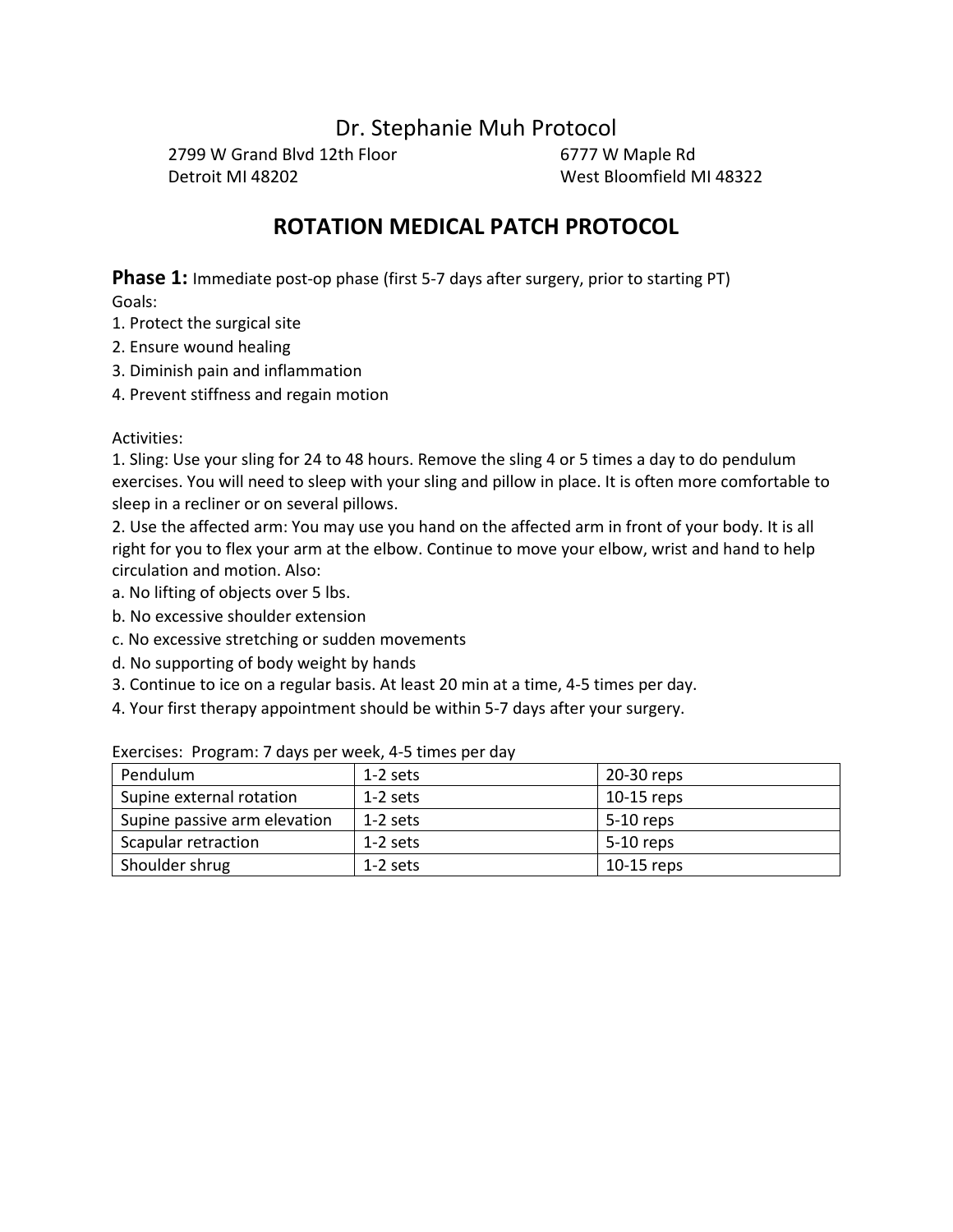# Dr. Stephanie Muh Protocol

2799 W Grand Blvd 12th Floor
Detroit MI 48202

6777 W Maple Rd
West Bloomfield MI 48322

## ROTATION MEDICAL PATCH PROTOCOL

**Phase 1:** Immediate post-op phase (first 5-7 days after surgery, prior to starting PT)

Goals:

1. Protect the surgical site
2. Ensure wound healing
3. Diminish pain and inflammation
4. Prevent stiffness and regain motion

Activities:

1. Sling: Use your sling for 24 to 48 hours. Remove the sling 4 or 5 times a day to do pendulum exercises. You will need to sleep with your sling and pillow in place. It is often more comfortable to sleep in a recliner or on several pillows.
2. Use the affected arm: You may use you hand on the affected arm in front of your body. It is all right for you to flex your arm at the elbow. Continue to move your elbow, wrist and hand to help circulation and motion. Also:
   a. No lifting of objects over 5 lbs.
   b. No excessive shoulder extension
   c. No excessive stretching or sudden movements
   d. No supporting of body weight by hands
3. Continue to ice on a regular basis. At least 20 min at a time, 4-5 times per day.
4. Your first therapy appointment should be within 5-7 days after your surgery.

Exercises: Program: 7 days per week, 4-5 times per day

| | | |
|---|---|---|
| Pendulum | 1-2 sets | 20-30 reps |
| Supine external rotation | 1-2 sets | 10-15 reps |
| Supine passive arm elevation | 1-2 sets | 5-10 reps |
| Scapular retraction | 1-2 sets | 5-10 reps |
| Shoulder shrug | 1-2 sets | 10-15 reps |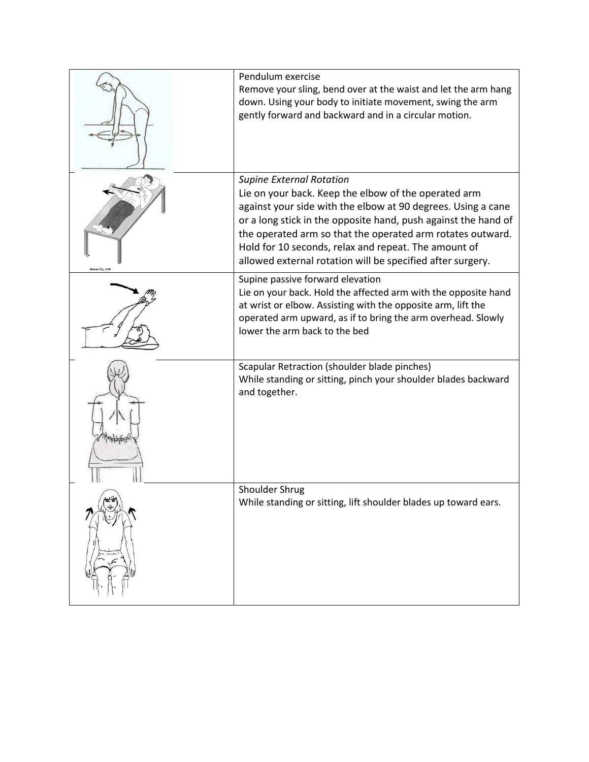| | |
|---|---|
| | Pendulum exercise<br>Remove your sling, bend over at the waist and let the arm hang down. Using your body to initiate movement, swing the arm gently forward and backward and in a circular motion. |
| | *Supine External Rotation*<br>Lie on your back. Keep the elbow of the operated arm against your side with the elbow at 90 degrees. Using a cane or a long stick in the opposite hand, push against the hand of the operated arm so that the operated arm rotates outward. Hold for 10 seconds, relax and repeat. The amount of allowed external rotation will be specified after surgery. |
| | Supine passive forward elevation<br>Lie on your back. Hold the affected arm with the opposite hand at wrist or elbow. Assisting with the opposite arm, lift the operated arm upward, as if to bring the arm overhead. Slowly lower the arm back to the bed |
| | Scapular Retraction (shoulder blade pinches)<br>While standing or sitting, pinch your shoulder blades backward and together. |
| | Shoulder Shrug<br>While standing or sitting, lift shoulder blades up toward ears. |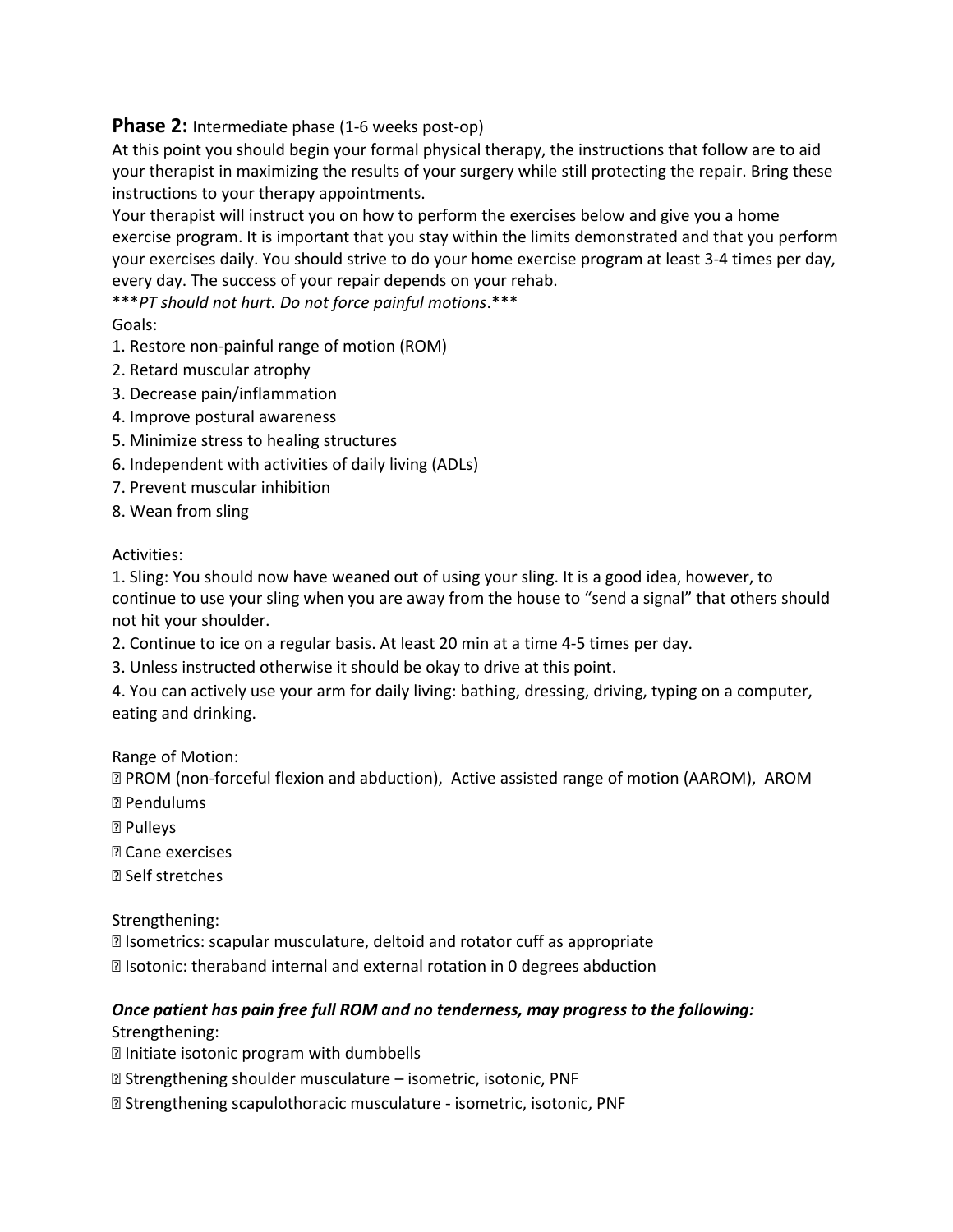## Phase 2: Intermediate phase (1-6 weeks post-op)

At this point you should begin your formal physical therapy, the instructions that follow are to aid your therapist in maximizing the results of your surgery while still protecting the repair. Bring these instructions to your therapy appointments.

Your therapist will instruct you on how to perform the exercises below and give you a home exercise program. It is important that you stay within the limits demonstrated and that you perform your exercises daily. You should strive to do your home exercise program at least 3-4 times per day, every day. The success of your repair depends on your rehab.

****PT should not hurt. Do not force painful motions*.***

Goals:

1. Restore non-painful range of motion (ROM)
2. Retard muscular atrophy
3. Decrease pain/inflammation
4. Improve postural awareness
5. Minimize stress to healing structures
6. Independent with activities of daily living (ADLs)
7. Prevent muscular inhibition
8. Wean from sling

Activities:

1. Sling: You should now have weaned out of using your sling. It is a good idea, however, to continue to use your sling when you are away from the house to "send a signal" that others should not hit your shoulder.
2. Continue to ice on a regular basis. At least 20 min at a time 4-5 times per day.
3. Unless instructed otherwise it should be okay to drive at this point.
4. You can actively use your arm for daily living: bathing, dressing, driving, typing on a computer, eating and drinking.

Range of Motion:

- PROM (non-forceful flexion and abduction), Active assisted range of motion (AAROM), AROM
- Pendulums
- Pulleys
- Cane exercises
- Self stretches

Strengthening:

- Isometrics: scapular musculature, deltoid and rotator cuff as appropriate
- Isotonic: theraband internal and external rotation in 0 degrees abduction

***Once patient has pain free full ROM and no tenderness, may progress to the following:***

Strengthening:

- Initiate isotonic program with dumbbells
- Strengthening shoulder musculature – isometric, isotonic, PNF
- Strengthening scapulothoracic musculature - isometric, isotonic, PNF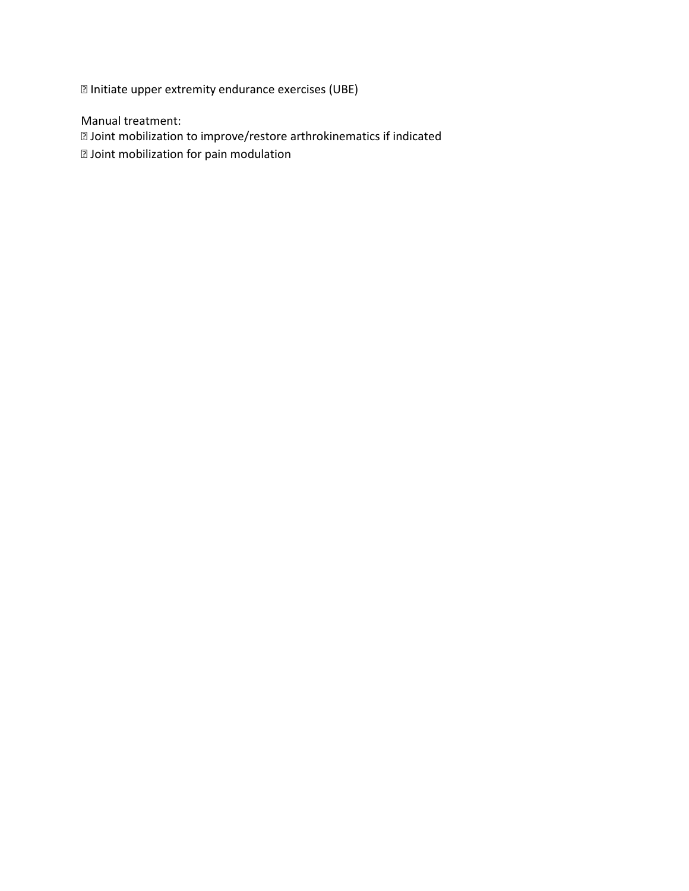- Initiate upper extremity endurance exercises (UBE)

Manual treatment:

- Joint mobilization to improve/restore arthrokinematics if indicated
- Joint mobilization for pain modulation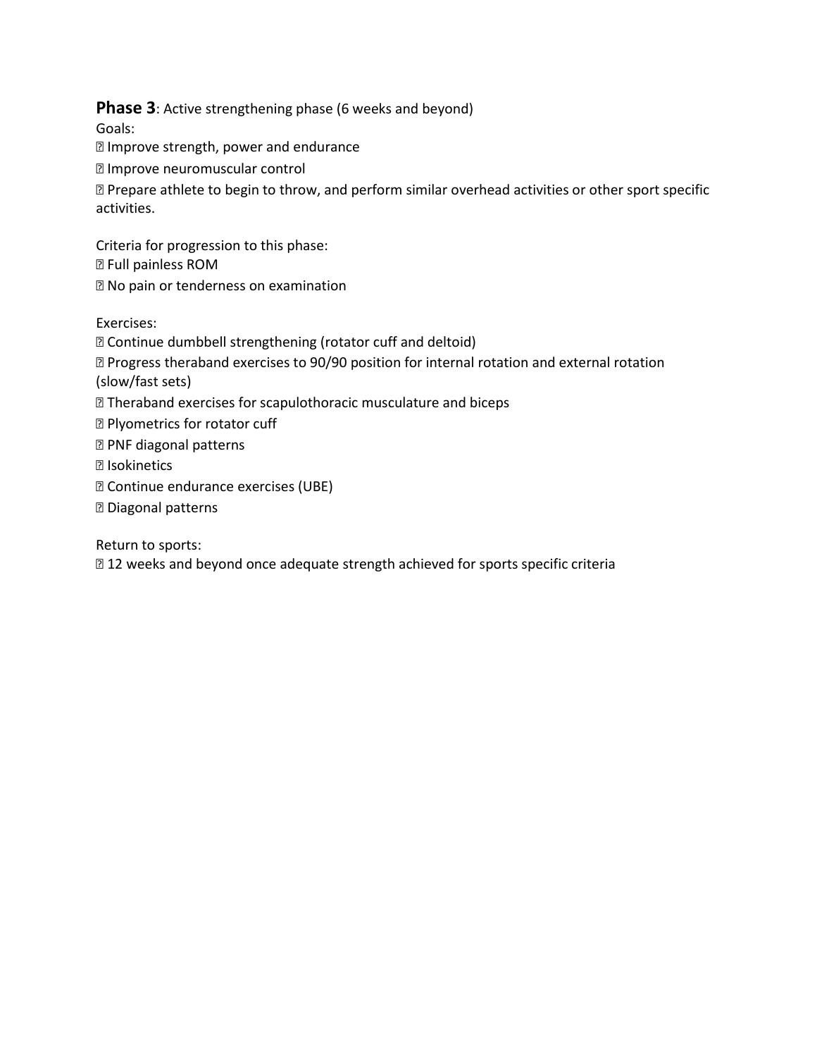**Phase 3**: Active strengthening phase (6 weeks and beyond)

Goals:

- Improve strength, power and endurance
- Improve neuromuscular control
- Prepare athlete to begin to throw, and perform similar overhead activities or other sport specific activities.

Criteria for progression to this phase:

- Full painless ROM
- No pain or tenderness on examination

Exercises:

- Continue dumbbell strengthening (rotator cuff and deltoid)
- Progress theraband exercises to 90/90 position for internal rotation and external rotation (slow/fast sets)
- Theraband exercises for scapulothoracic musculature and biceps
- Plyometrics for rotator cuff
- PNF diagonal patterns
- Isokinetics
- Continue endurance exercises (UBE)
- Diagonal patterns

Return to sports:

- 12 weeks and beyond once adequate strength achieved for sports specific criteria